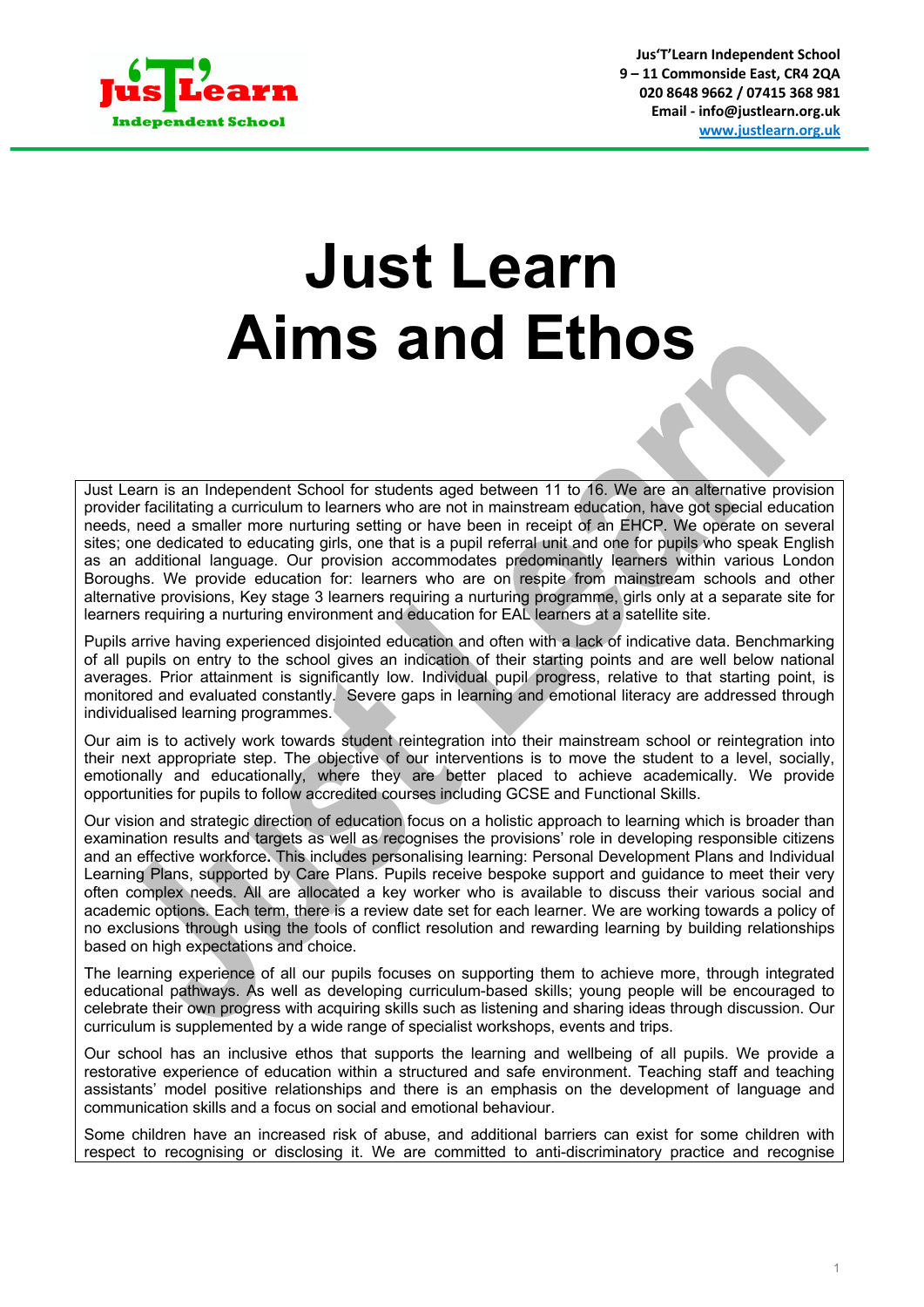Jus'T'Learn Independent School
9 – 11 Commonside East, CR4 2QA
020 8648 9662 / 07415 368 981
Email - info@justlearn.org.uk
www.justlearn.org.uk

# Just Learn Aims and Ethos

Just Learn is an Independent School for students aged between 11 to 16. We are an alternative provision provider facilitating a curriculum to learners who are not in mainstream education, have got special education needs, need a smaller more nurturing setting or have been in receipt of an EHCP. We operate on several sites; one dedicated to educating girls, one that is a pupil referral unit and one for pupils who speak English as an additional language. Our provision accommodates predominantly learners within various London Boroughs. We provide education for: learners who are on respite from mainstream schools and other alternative provisions, Key stage 3 learners requiring a nurturing programme, girls only at a separate site for learners requiring a nurturing environment and education for EAL learners at a satellite site.

Pupils arrive having experienced disjointed education and often with a lack of indicative data. Benchmarking of all pupils on entry to the school gives an indication of their starting points and are well below national averages. Prior attainment is significantly low. Individual pupil progress, relative to that starting point, is monitored and evaluated constantly. Severe gaps in learning and emotional literacy are addressed through individualised learning programmes.

Our aim is to actively work towards student reintegration into their mainstream school or reintegration into their next appropriate step. The objective of our interventions is to move the student to a level, socially, emotionally and educationally, where they are better placed to achieve academically. We provide opportunities for pupils to follow accredited courses including GCSE and Functional Skills.

Our vision and strategic direction of education focus on a holistic approach to learning which is broader than examination results and targets as well as recognises the provisions' role in developing responsible citizens and an effective workforce. This includes personalising learning: Personal Development Plans and Individual Learning Plans, supported by Care Plans. Pupils receive bespoke support and guidance to meet their very often complex needs. All are allocated a key worker who is available to discuss their various social and academic options. Each term, there is a review date set for each learner. We are working towards a policy of no exclusions through using the tools of conflict resolution and rewarding learning by building relationships based on high expectations and choice.

The learning experience of all our pupils focuses on supporting them to achieve more, through integrated educational pathways. As well as developing curriculum-based skills; young people will be encouraged to celebrate their own progress with acquiring skills such as listening and sharing ideas through discussion. Our curriculum is supplemented by a wide range of specialist workshops, events and trips.

Our school has an inclusive ethos that supports the learning and wellbeing of all pupils. We provide a restorative experience of education within a structured and safe environment. Teaching staff and teaching assistants' model positive relationships and there is an emphasis on the development of language and communication skills and a focus on social and emotional behaviour.

Some children have an increased risk of abuse, and additional barriers can exist for some children with respect to recognising or disclosing it. We are committed to anti-discriminatory practice and recognise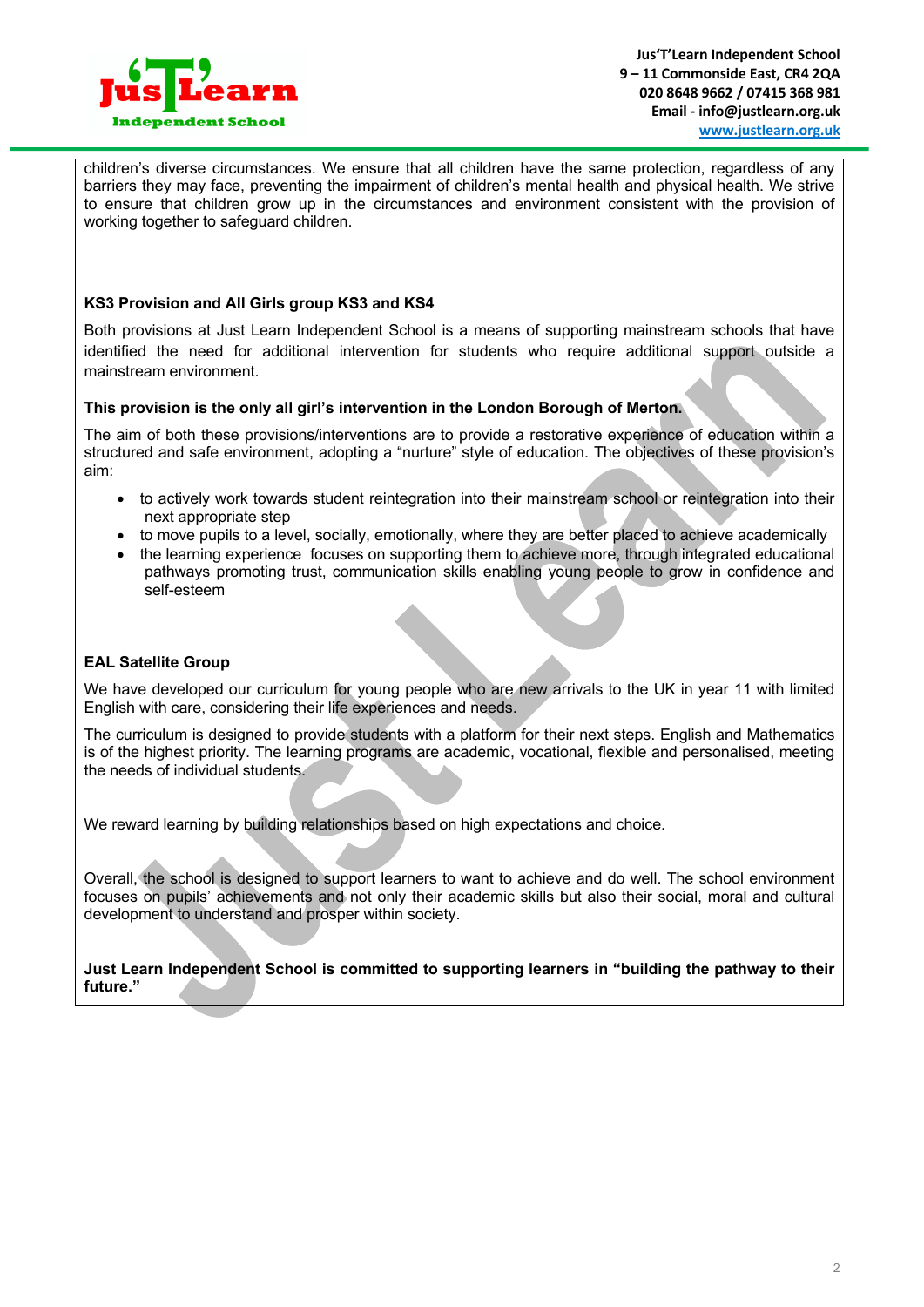children's diverse circumstances. We ensure that all children have the same protection, regardless of any barriers they may face, preventing the impairment of children's mental health and physical health. We strive to ensure that children grow up in the circumstances and environment consistent with the provision of working together to safeguard children.

**KS3 Provision and All Girls group KS3 and KS4**

Both provisions at Just Learn Independent School is a means of supporting mainstream schools that have identified the need for additional intervention for students who require additional support outside a mainstream environment.

**This provision is the only all girl's intervention in the London Borough of Merton.**

The aim of both these provisions/interventions are to provide a restorative experience of education within a structured and safe environment, adopting a "nurture" style of education. The objectives of these provision's aim:

- to actively work towards student reintegration into their mainstream school or reintegration into their next appropriate step
- to move pupils to a level, socially, emotionally, where they are better placed to achieve academically
- the learning experience focuses on supporting them to achieve more, through integrated educational pathways promoting trust, communication skills enabling young people to grow in confidence and self-esteem

**EAL Satellite Group**

We have developed our curriculum for young people who are new arrivals to the UK in year 11 with limited English with care, considering their life experiences and needs.

The curriculum is designed to provide students with a platform for their next steps. English and Mathematics is of the highest priority. The learning programs are academic, vocational, flexible and personalised, meeting the needs of individual students.

We reward learning by building relationships based on high expectations and choice.

Overall, the school is designed to support learners to want to achieve and do well. The school environment focuses on pupils' achievements and not only their academic skills but also their social, moral and cultural development to understand and prosper within society.

**Just Learn Independent School is committed to supporting learners in "building the pathway to their future."**